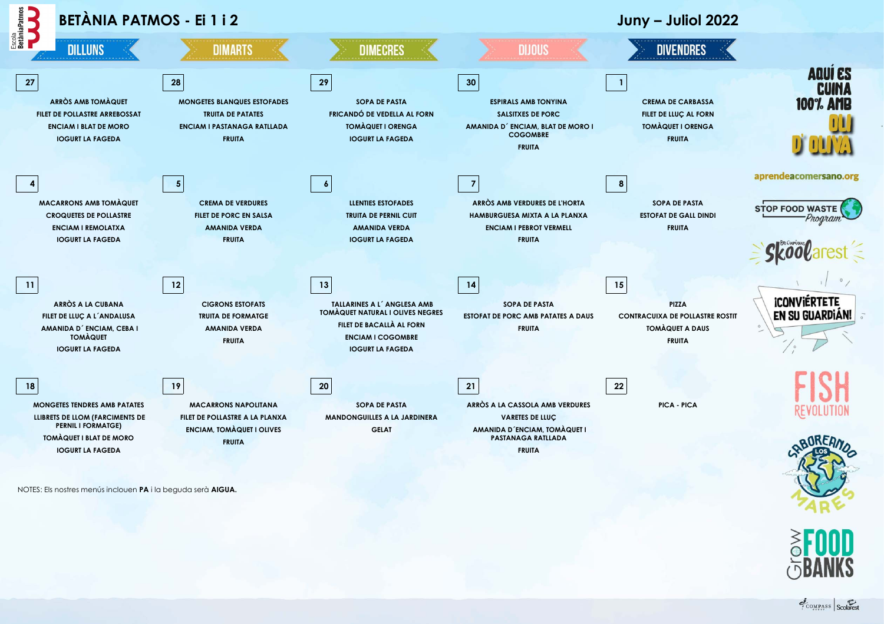# BETÀNIA PATMOS - Ei 1 i 2

## Juny – Juliol 2022

| DILLUNS | DIMARTS | DIMECRES | DIJOUS | DIVENDRES |
|---|---|---|---|---|
| **27** | **28** | **29** | **30** | **1** |
| ARRÒS AMB TOMÀQUET<br>FILET DE POLLASTRE ARREBOSSAT<br>ENCIAM I BLAT DE MORO<br>IOGURT LA FAGEDA | MONGETES BLANQUES ESTOFADES<br>TRUITA DE PATATES<br>ENCIAM I PASTANAGA RATLLADA<br>FRUITA | SOPA DE PASTA<br>FRICANDÓ DE VEDELLA AL FORN<br>TOMÀQUET I ORENGA<br>IOGURT LA FAGEDA | ESPIRALS AMB TONYINA<br>SALSITXES DE PORC<br>AMANIDA D´ ENCIAM, BLAT DE MORO I COGOMBRE<br>FRUITA | CREMA DE CARBASSA<br>FILET DE LLUÇ AL FORN<br>TOMÀQUET I ORENGA<br>FRUITA |
| **4** | **5** | **6** | **7** | **8** |
| MACARRONS AMB TOMÀQUET<br>CROQUETES DE POLLASTRE<br>ENCIAM I REMOLATXA<br>IOGURT LA FAGEDA | CREMA DE VERDURES<br>FILET DE PORC EN SALSA<br>AMANIDA VERDA<br>FRUITA | LLENTIES ESTOFADES<br>TRUITA DE PERNIL CUIT<br>AMANIDA VERDA<br>IOGURT LA FAGEDA | ARRÒS AMB VERDURES DE L'HORTA<br>HAMBURGUESA MIXTA A LA PLANXA<br>ENCIAM I PEBROT VERMELL<br>FRUITA | SOPA DE PASTA<br>ESTOFAT DE GALL DINDI<br>FRUITA |
| **11** | **12** | **13** | **14** | **15** |
| ARRÒS A LA CUBANA<br>FILET DE LLUÇ A L´ANDALUSA<br>AMANIDA D´ ENCIAM, CEBA I TOMÀQUET<br>IOGURT LA FAGEDA | CIGRONS ESTOFATS<br>TRUITA DE FORMATGE<br>AMANIDA VERDA<br>FRUITA | TALLARINES A L´ ANGLESA AMB TOMÀQUET NATURAL I OLIVES NEGRES<br>FILET DE BACALLÀ AL FORN<br>ENCIAM I COGOMBRE<br>IOGURT LA FAGEDA | SOPA DE PASTA<br>ESTOFAT DE PORC AMB PATATES A DAUS<br>FRUITA | PIZZA<br>CONTRACUIXA DE POLLASTRE ROSTIT<br>TOMÀQUET A DAUS<br>FRUITA |
| **18** | **19** | **20** | **21** | **22** |
| MONGETES TENDRES AMB PATATES<br>LLIBRETS DE LLOM (FARCIMENTS DE PERNIL I FORMATGE)<br>TOMÀQUET I BLAT DE MORO<br>IOGURT LA FAGEDA | MACARRONS NAPOLITANA<br>FILET DE POLLASTRE A LA PLANXA<br>ENCIAM, TOMÀQUET I OLIVES<br>FRUITA | SOPA DE PASTA<br>MANDONGUILLES A LA JARDINERA<br>GELAT | ARRÒS A LA CASSOLA AMB VERDURES<br>VARETES DE LLUÇ<br>AMANIDA D´ENCIAM, TOMÀQUET I PASTANAGA RATLLADA<br>FRUITA | PICA - PICA |

NOTES: Els nostres menús inclouen **PA** i la beguda serà **AIGUA.**

AQUÍ ES CUINA 100% AMB OLI D' OLIVA

aprendeacomersano.org

STOP FOOD WASTE Program

Skoolarest

¡CONVIÉRTETE EN SU GUARDIÁN!

FISH REVOLUTION

SABOREANDO LOS MARES

GROW FOOD BANKS

COMPASS GROUP | Scolarest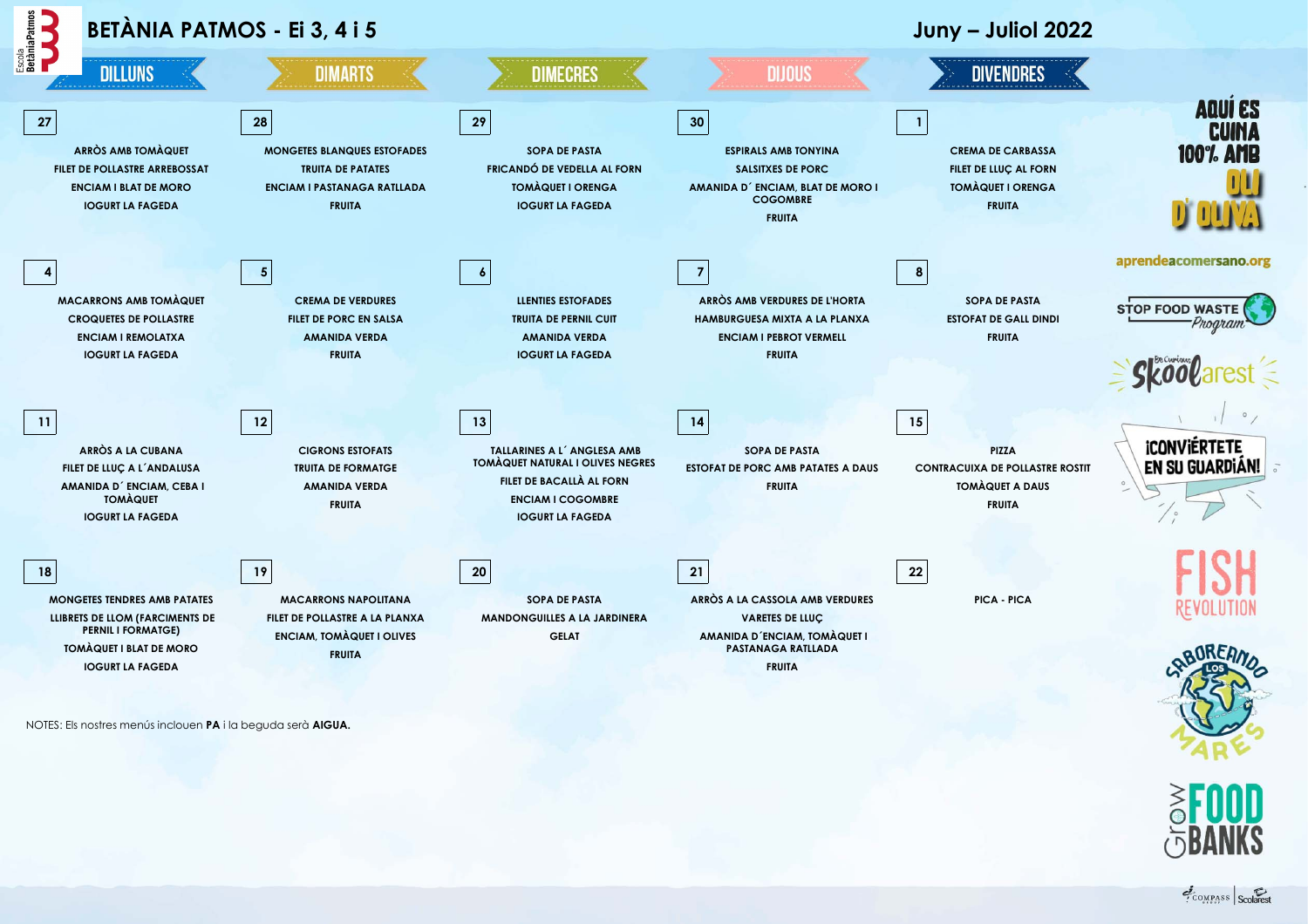# BETÀNIA PATMOS - Ei 3, 4 i 5

## Juny – Juliol 2022

| DILLUNS | DIMARTS | DIMECRES | DIJOUS | DIVENDRES |
|---|---|---|---|---|
| **27**<br>ARRÒS AMB TOMÀQUET<br>FILET DE POLLASTRE ARREBOSSAT<br>ENCIAM I BLAT DE MORO<br>IOGURT LA FAGEDA | **28**<br>MONGETES BLANQUES ESTOFADES<br>TRUITA DE PATATES<br>ENCIAM I PASTANAGA RATLLADA<br>FRUITA | **29**<br>SOPA DE PASTA<br>FRICANDÓ DE VEDELLA AL FORN<br>TOMÀQUET I ORENGA<br>IOGURT LA FAGEDA | **30**<br>ESPIRALS AMB TONYINA<br>SALSITXES DE PORC<br>AMANIDA D´ ENCIAM, BLAT DE MORO I COGOMBRE<br>FRUITA | **1**<br>CREMA DE CARBASSA<br>FILET DE LLUÇ AL FORN<br>TOMÀQUET I ORENGA<br>FRUITA |
| **4**<br>MACARRONS AMB TOMÀQUET<br>CROQUETES DE POLLASTRE<br>ENCIAM I REMOLATXA<br>IOGURT LA FAGEDA | **5**<br>CREMA DE VERDURES<br>FILET DE PORC EN SALSA<br>AMANIDA VERDA<br>FRUITA | **6**<br>LLENTIES ESTOFADES<br>TRUITA DE PERNIL CUIT<br>AMANIDA VERDA<br>IOGURT LA FAGEDA | **7**<br>ARRÒS AMB VERDURES DE L'HORTA<br>HAMBURGUESA MIXTA A LA PLANXA<br>ENCIAM I PEBROT VERMELL<br>FRUITA | **8**<br>SOPA DE PASTA<br>ESTOFAT DE GALL DINDI<br>FRUITA |
| **11**<br>ARRÒS A LA CUBANA<br>FILET DE LLUÇ A L´ANDALUSA<br>AMANIDA D´ ENCIAM, CEBA I TOMÀQUET<br>IOGURT LA FAGEDA | **12**<br>CIGRONS ESTOFATS<br>TRUITA DE FORMATGE<br>AMANIDA VERDA<br>FRUITA | **13**<br>TALLARINES A L´ ANGLESA AMB TOMÀQUET NATURAL I OLIVES NEGRES<br>FILET DE BACALLÀ AL FORN<br>ENCIAM I COGOMBRE<br>IOGURT LA FAGEDA | **14**<br>SOPA DE PASTA<br>ESTOFAT DE PORC AMB PATATES A DAUS<br>FRUITA | **15**<br>PIZZA<br>CONTRACUIXA DE POLLASTRE ROSTIT<br>TOMÀQUET A DAUS<br>FRUITA |
| **18**<br>MONGETES TENDRES AMB PATATES<br>LLIBRETS DE LLOM (FARCIMENTS DE PERNIL I FORMATGE)<br>TOMÀQUET I BLAT DE MORO<br>IOGURT LA FAGEDA | **19**<br>MACARRONS NAPOLITANA<br>FILET DE POLLASTRE A LA PLANXA<br>ENCIAM, TOMÀQUET I OLIVES<br>FRUITA | **20**<br>SOPA DE PASTA<br>MANDONGUILLES A LA JARDINERA<br>GELAT | **21**<br>ARRÒS A LA CASSOLA AMB VERDURES<br>VARETES DE LLUÇ<br>AMANIDA D´ENCIAM, TOMÀQUET I PASTANAGA RATLLADA<br>FRUITA | **22**<br>PICA - PICA |

NOTES: Els nostres menús inclouen **PA** i la beguda serà **AIGUA.**

AQUÍ ES CUINA 100% AMB OLI D' OLIVA

aprendeacomersano.org

STOP FOOD WASTE Program

Skoolarest

¡CONVIÉRTETE EN SU GUARDIÁN!

FISH REVOLUTION

SABOREANDO LOS MARES

Grow FOOD BANKS

COMPASS GROUP | Scolarest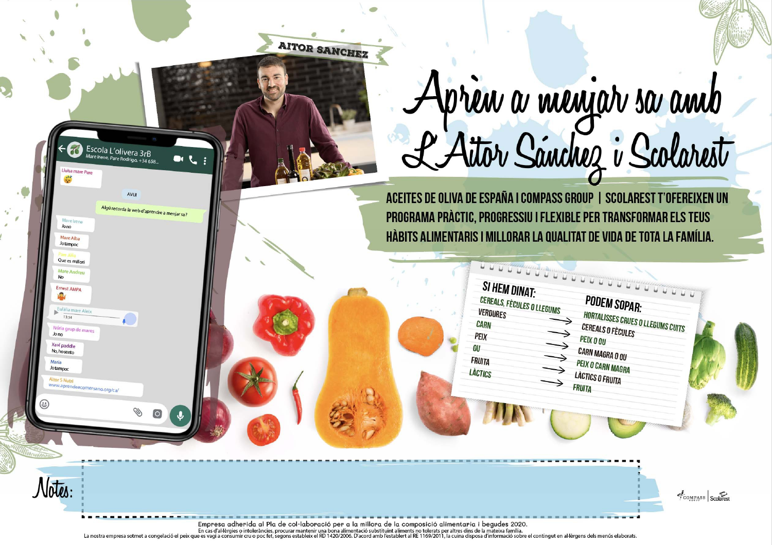AITOR SANCHEZ

# Aprèn a menjar sa amb L'Aitor Sánchez i Scolarest

**ACEITES DE OLIVA DE ESPAÑA I COMPASS GROUP | SCOLAREST T'OFEREIXEN UN PROGRAMA PRÀCTIC, PROGRESSIU I FLEXIBLE PER TRANSFORMAR ELS TEUS HÀBITS ALIMENTARIS I MILLORAR LA QUALITAT DE VIDA DE TOTA LA FAMÍLIA.**

Escola L'olivera 3rB
Mare Irene, Pare Rodrigo, +34 658...

Lluïsa mare Pere

AVUI

Algú recorda la web d'aprendre a menjar sa?

Mare Irene
Jo no

Mare Alba
Jo tampoc

Pare Júlia
Que es millori

Mare Andreu
No

Ernest AMPA

Eulàlia mare Aleix
13:54

Núria grup de mares
Jo no

Xavi paddle
No, ho sento

Maria
Jo tampoc

Aitor S Nutri
www.aprendeacomersano.org/ca/

| SI HEM DINAT: | | PODEM SOPAR: |
|---|---|---|
| CEREALS, FÈCULES O LLEGUMS | | HORTALISSES CRUES O LLEGUMS CUITS |
| VERDURES | → | CEREALS O FÈCULES |
| CARN | → | PEIX O OU |
| PEIX | → | CARN MAGRA O OU |
| OU | → | PEIX O CARN MAGRA |
| FRUITA | → | LÀCTICS O FRUITA |
| LÀCTICS | → | FRUITA |

Notes:

Empresa adherida al Pla de col·laboració per a la millora de la composició alimentaria i begudes 2020.
En cas d'al·lèrgies o intoleràncies, procurar mantenir una bona alimentació substituint aliments no tolerats per altres dins de la mateixa família.
La nostra empresa sotmet a congelació el peix que es vagi a consumir cru o poc fet, segons estableix el RD 1420/2006. D'acord amb l'establert al RE 1169/2011, la cuina disposa d'informació sobre el contingut en al·lèrgens dels menús elaborats.